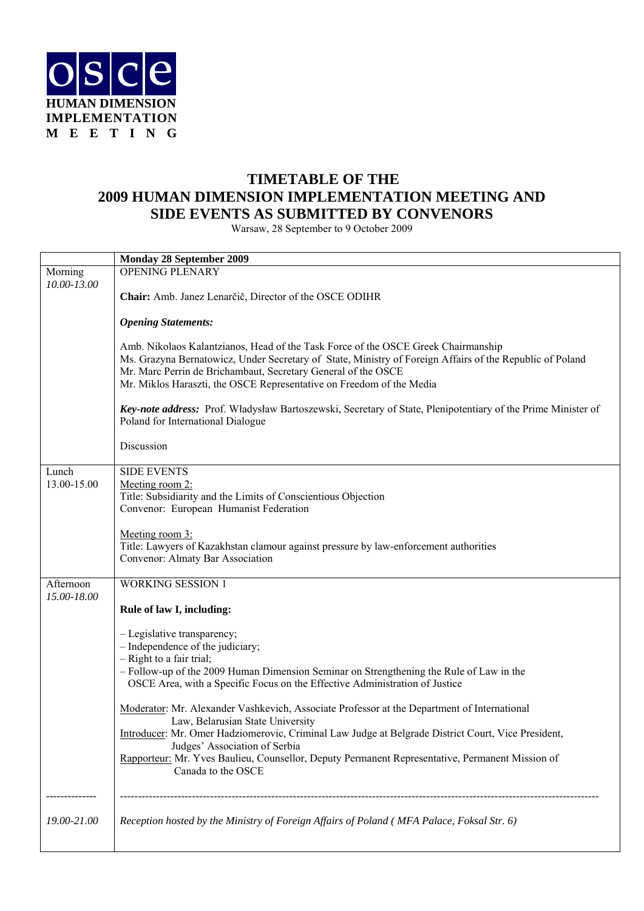**osce**
**HUMAN DIMENSION IMPLEMENTATION MEETING**

# TIMETABLE OF THE 2009 HUMAN DIMENSION IMPLEMENTATION MEETING AND SIDE EVENTS AS SUBMITTED BY CONVENORS

Warsaw, 28 September to 9 October 2009

| | **Monday 28 September 2009** |
|---|---|
| Morning<br>*10.00-13.00* | OPENING PLENARY<br><br>**Chair:** Amb. Janez Lenarčič, Director of the OSCE ODIHR<br><br>***Opening Statements:***<br><br>Amb. Nikolaos Kalantzianos, Head of the Task Force of the OSCE Greek Chairmanship<br>Ms. Grazyna Bernatowicz, Under Secretary of State, Ministry of Foreign Affairs of the Republic of Poland<br>Mr. Marc Perrin de Brichambaut, Secretary General of the OSCE<br>Mr. Miklos Haraszti, the OSCE Representative on Freedom of the Media<br><br>***Key-note address:*** Prof. Władysław Bartoszewski, Secretary of State, Plenipotentiary of the Prime Minister of Poland for International Dialogue<br><br>Discussion |
| Lunch<br>13.00-15.00 | SIDE EVENTS<br>Meeting room 2:<br>Title: Subsidiarity and the Limits of Conscientious Objection<br>Convenor: European Humanist Federation<br><br>Meeting room 3:<br>Title: Lawyers of Kazakhstan clamour against pressure by law-enforcement authorities<br>Convenor: Almaty Bar Association |
| Afternoon<br>*15.00-18.00* | WORKING SESSION 1<br><br>**Rule of law I, including:**<br><br>– Legislative transparency;<br>– Independence of the judiciary;<br>– Right to a fair trial;<br>– Follow-up of the 2009 Human Dimension Seminar on Strengthening the Rule of Law in the OSCE Area, with a Specific Focus on the Effective Administration of Justice<br><br>Moderator: Mr. Alexander Vashkevich, Associate Professor at the Department of International Law, Belarusian State University<br>Introducer: Mr. Omer Hadziomerovic, Criminal Law Judge at Belgrade District Court, Vice President, Judges' Association of Serbia<br>Rapporteur: Mr. Yves Baulieu, Counsellor, Deputy Permanent Representative, Permanent Mission of Canada to the OSCE |
| *19.00-21.00* | *Reception hosted by the Ministry of Foreign Affairs of Poland ( MFA Palace, Foksal Str. 6)* |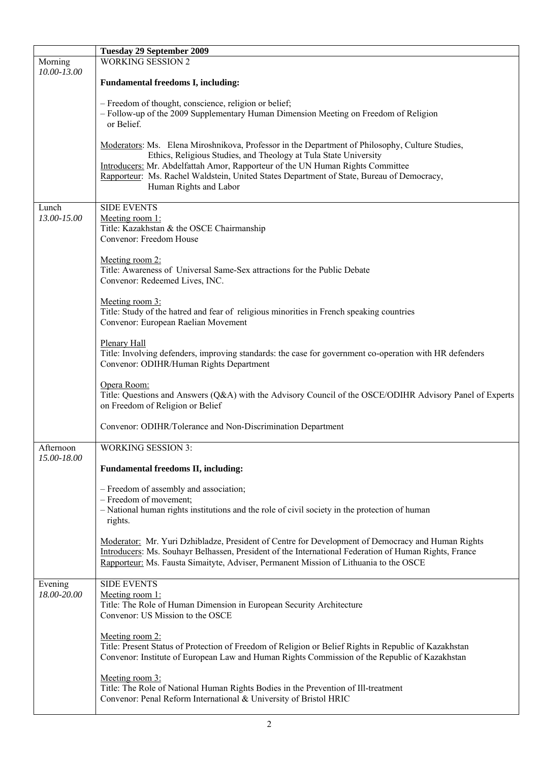| | **Tuesday 29 September 2009** |
|---|---|
| Morning *10.00-13.00* | WORKING SESSION 2<br><br>**Fundamental freedoms I, including:**<br><br>– Freedom of thought, conscience, religion or belief;<br>– Follow-up of the 2009 Supplementary Human Dimension Meeting on Freedom of Religion or Belief.<br><br>Moderators: Ms. Elena Miroshnikova, Professor in the Department of Philosophy, Culture Studies, Ethics, Religious Studies, and Theology at Tula State University<br>Introducers: Mr. Abdelfattah Amor, Rapporteur of the UN Human Rights Committee<br>Rapporteur: Ms. Rachel Waldstein, United States Department of State, Bureau of Democracy, Human Rights and Labor |
| Lunch *13.00-15.00* | SIDE EVENTS<br>Meeting room 1:<br>Title: Kazakhstan & the OSCE Chairmanship<br>Convenor: Freedom House<br><br>Meeting room 2:<br>Title: Awareness of Universal Same-Sex attractions for the Public Debate<br>Convenor: Redeemed Lives, INC.<br><br>Meeting room 3:<br>Title: Study of the hatred and fear of religious minorities in French speaking countries<br>Convenor: European Raelian Movement<br><br>Plenary Hall<br>Title: Involving defenders, improving standards: the case for government co-operation with HR defenders<br>Convenor: ODIHR/Human Rights Department<br><br>Opera Room:<br>Title: Questions and Answers (Q&A) with the Advisory Council of the OSCE/ODIHR Advisory Panel of Experts on Freedom of Religion or Belief<br><br>Convenor: ODIHR/Tolerance and Non-Discrimination Department |
| Afternoon *15.00-18.00* | WORKING SESSION 3:<br><br>**Fundamental freedoms II, including:**<br><br>– Freedom of assembly and association;<br>– Freedom of movement;<br>– National human rights institutions and the role of civil society in the protection of human rights.<br><br>Moderator: Mr. Yuri Dzhibladze, President of Centre for Development of Democracy and Human Rights<br>Introducers: Ms. Souhayr Belhassen, President of the International Federation of Human Rights, France<br>Rapporteur: Ms. Fausta Simaityte, Adviser, Permanent Mission of Lithuania to the OSCE |
| Evening *18.00-20.00* | SIDE EVENTS<br>Meeting room 1:<br>Title: The Role of Human Dimension in European Security Architecture<br>Convenor: US Mission to the OSCE<br><br>Meeting room 2:<br>Title: Present Status of Protection of Freedom of Religion or Belief Rights in Republic of Kazakhstan<br>Convenor: Institute of European Law and Human Rights Commission of the Republic of Kazakhstan<br><br>Meeting room 3:<br>Title: The Role of National Human Rights Bodies in the Prevention of Ill-treatment<br>Convenor: Penal Reform International & University of Bristol HRIC |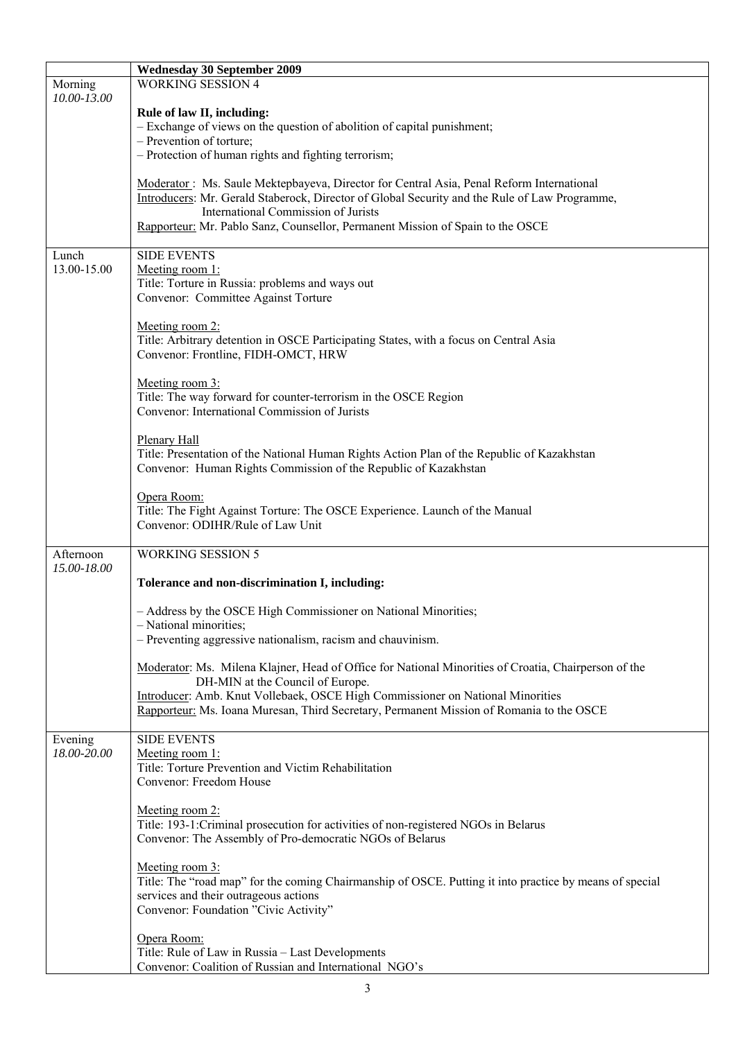| | **Wednesday 30 September 2009** |
|---|---|
| Morning<br>*10.00-13.00* | WORKING SESSION 4<br><br>**Rule of law II, including:**<br>– Exchange of views on the question of abolition of capital punishment;<br>– Prevention of torture;<br>– Protection of human rights and fighting terrorism;<br><br>Moderator : Ms. Saule Mektepbayeva, Director for Central Asia, Penal Reform International<br>Introducers: Mr. Gerald Staberock, Director of Global Security and the Rule of Law Programme, International Commission of Jurists<br>Rapporteur: Mr. Pablo Sanz, Counsellor, Permanent Mission of Spain to the OSCE |
| Lunch<br>13.00-15.00 | SIDE EVENTS<br>Meeting room 1:<br>Title: Torture in Russia: problems and ways out<br>Convenor: Committee Against Torture<br><br>Meeting room 2:<br>Title: Arbitrary detention in OSCE Participating States, with a focus on Central Asia<br>Convenor: Frontline, FIDH-OMCT, HRW<br><br>Meeting room 3:<br>Title: The way forward for counter-terrorism in the OSCE Region<br>Convenor: International Commission of Jurists<br><br>Plenary Hall<br>Title: Presentation of the National Human Rights Action Plan of the Republic of Kazakhstan<br>Convenor: Human Rights Commission of the Republic of Kazakhstan<br><br>Opera Room:<br>Title: The Fight Against Torture: The OSCE Experience. Launch of the Manual<br>Convenor: ODIHR/Rule of Law Unit |
| Afternoon<br>*15.00-18.00* | WORKING SESSION 5<br><br>**Tolerance and non-discrimination I, including:**<br><br>– Address by the OSCE High Commissioner on National Minorities;<br>– National minorities;<br>– Preventing aggressive nationalism, racism and chauvinism.<br><br>Moderator: Ms. Milena Klajner, Head of Office for National Minorities of Croatia, Chairperson of the DH-MIN at the Council of Europe.<br>Introducer: Amb. Knut Vollebaek, OSCE High Commissioner on National Minorities<br>Rapporteur: Ms. Ioana Muresan, Third Secretary, Permanent Mission of Romania to the OSCE |
| Evening<br>*18.00-20.00* | SIDE EVENTS<br>Meeting room 1:<br>Title: Torture Prevention and Victim Rehabilitation<br>Convenor: Freedom House<br><br>Meeting room 2:<br>Title: 193-1:Criminal prosecution for activities of non-registered NGOs in Belarus<br>Convenor: The Assembly of Pro-democratic NGOs of Belarus<br><br>Meeting room 3:<br>Title: The "road map" for the coming Chairmanship of OSCE. Putting it into practice by means of special services and their outrageous actions<br>Convenor: Foundation "Civic Activity"<br><br>Opera Room:<br>Title: Rule of Law in Russia – Last Developments<br>Convenor: Coalition of Russian and International NGO's |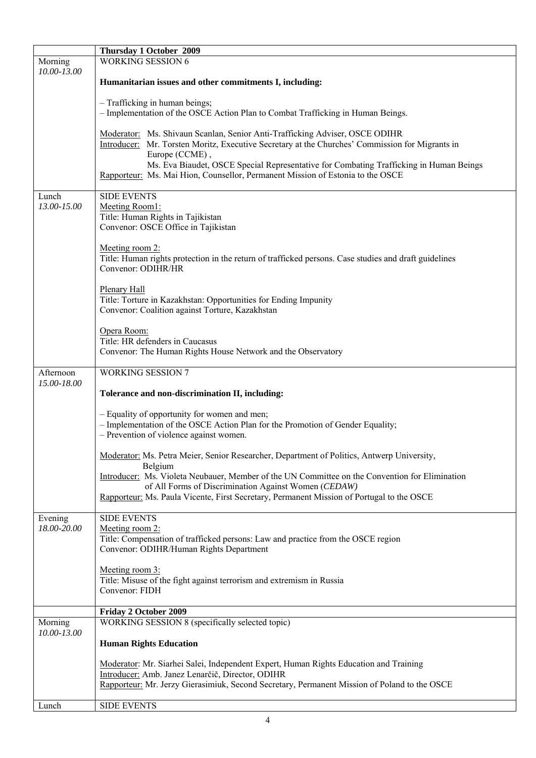| | **Thursday 1 October 2009** |
|---|---|
| Morning<br>*10.00-13.00* | WORKING SESSION 6<br><br>**Humanitarian issues and other commitments I, including:**<br><br>– Trafficking in human beings;<br>– Implementation of the OSCE Action Plan to Combat Trafficking in Human Beings.<br><br>Moderator: Ms. Shivaun Scanlan, Senior Anti-Trafficking Adviser, OSCE ODIHR<br>Introducer: Mr. Torsten Moritz, Executive Secretary at the Churches' Commission for Migrants in Europe (CCME) ,<br>Ms. Eva Biaudet, OSCE Special Representative for Combating Trafficking in Human Beings<br>Rapporteur: Ms. Mai Hion, Counsellor, Permanent Mission of Estonia to the OSCE |
| Lunch<br>*13.00-15.00* | SIDE EVENTS<br>Meeting Room1:<br>Title: Human Rights in Tajikistan<br>Convenor: OSCE Office in Tajikistan<br><br>Meeting room 2:<br>Title: Human rights protection in the return of trafficked persons. Case studies and draft guidelines<br>Convenor: ODIHR/HR<br><br>Plenary Hall<br>Title: Torture in Kazakhstan: Opportunities for Ending Impunity<br>Convenor: Coalition against Torture, Kazakhstan<br><br>Opera Room:<br>Title: HR defenders in Caucasus<br>Convenor: The Human Rights House Network and the Observatory |
| Afternoon<br>*15.00-18.00* | WORKING SESSION 7<br><br>**Tolerance and non-discrimination II, including:**<br><br>– Equality of opportunity for women and men;<br>– Implementation of the OSCE Action Plan for the Promotion of Gender Equality;<br>– Prevention of violence against women.<br><br>Moderator: Ms. Petra Meier, Senior Researcher, Department of Politics, Antwerp University, Belgium<br>Introducer: Ms. Violeta Neubauer, Member of the UN Committee on the Convention for Elimination of All Forms of Discrimination Against Women (*CEDAW)*<br>Rapporteur: Ms. Paula Vicente, First Secretary, Permanent Mission of Portugal to the OSCE |
| Evening<br>*18.00-20.00* | SIDE EVENTS<br>Meeting room 2:<br>Title: Compensation of trafficked persons: Law and practice from the OSCE region<br>Convenor: ODIHR/Human Rights Department<br><br>Meeting room 3:<br>Title: Misuse of the fight against terrorism and extremism in Russia<br>Convenor: FIDH |
| | **Friday 2 October 2009** |
| Morning<br>*10.00-13.00* | WORKING SESSION 8 (specifically selected topic)<br><br>**Human Rights Education**<br><br>Moderator: Mr. Siarhei Salei, Independent Expert, Human Rights Education and Training<br>Introducer: Amb. Janez Lenarčič, Director, ODIHR<br>Rapporteur: Mr. Jerzy Gierasimiuk, Second Secretary, Permanent Mission of Poland to the OSCE |
| Lunch | SIDE EVENTS |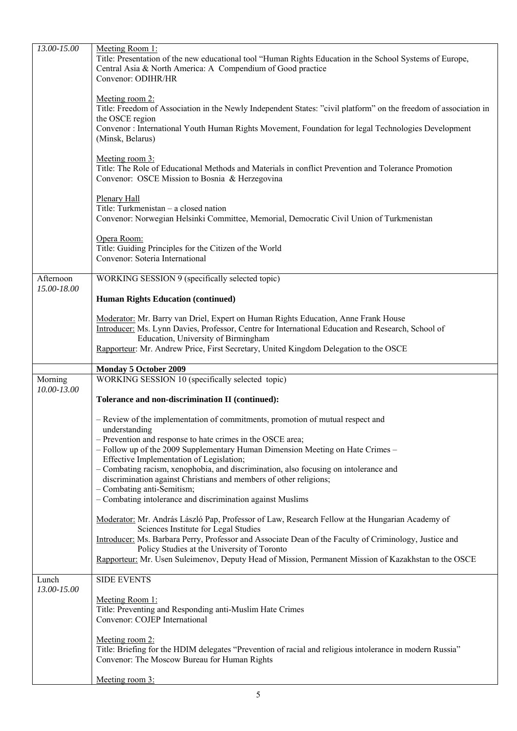| | |
|---|---|
| *13.00-15.00* | Meeting Room 1:<br>Title: Presentation of the new educational tool "Human Rights Education in the School Systems of Europe, Central Asia & North America: A Compendium of Good practice<br>Convenor: ODIHR/HR<br><br>Meeting room 2:<br>Title: Freedom of Association in the Newly Independent States: "civil platform" on the freedom of association in the OSCE region<br>Convenor : International Youth Human Rights Movement, Foundation for legal Technologies Development (Minsk, Belarus)<br><br>Meeting room 3:<br>Title: The Role of Educational Methods and Materials in conflict Prevention and Tolerance Promotion<br>Convenor: OSCE Mission to Bosnia & Herzegovina<br><br>Plenary Hall<br>Title: Turkmenistan – a closed nation<br>Convenor: Norwegian Helsinki Committee, Memorial, Democratic Civil Union of Turkmenistan<br><br>Opera Room:<br>Title: Guiding Principles for the Citizen of the World<br>Convenor: Soteria International |
| Afternoon<br>*15.00-18.00* | WORKING SESSION 9 (specifically selected topic)<br><br>**Human Rights Education (continued)**<br><br>Moderator: Mr. Barry van Driel, Expert on Human Rights Education, Anne Frank House<br>Introducer: Ms. Lynn Davies, Professor, Centre for International Education and Research, School of Education, University of Birmingham<br>Rapporteur: Mr. Andrew Price, First Secretary, United Kingdom Delegation to the OSCE |
| | **Monday 5 October 2009** |
| Morning<br>*10.00-13.00* | WORKING SESSION 10 (specifically selected topic)<br><br>**Tolerance and non-discrimination II (continued):**<br><br>– Review of the implementation of commitments, promotion of mutual respect and understanding<br>– Prevention and response to hate crimes in the OSCE area;<br>– Follow up of the 2009 Supplementary Human Dimension Meeting on Hate Crimes – Effective Implementation of Legislation;<br>– Combating racism, xenophobia, and discrimination, also focusing on intolerance and discrimination against Christians and members of other religions;<br>– Combating anti-Semitism;<br>– Combating intolerance and discrimination against Muslims<br><br>Moderator: Mr. András László Pap, Professor of Law, Research Fellow at the Hungarian Academy of Sciences Institute for Legal Studies<br>Introducer: Ms. Barbara Perry, Professor and Associate Dean of the Faculty of Criminology, Justice and Policy Studies at the University of Toronto<br>Rapporteur: Mr. Usen Suleimenov, Deputy Head of Mission, Permanent Mission of Kazakhstan to the OSCE |
| Lunch<br>*13.00-15.00* | SIDE EVENTS<br><br>Meeting Room 1:<br>Title: Preventing and Responding anti-Muslim Hate Crimes<br>Convenor: COJEP International<br><br>Meeting room 2:<br>Title: Briefing for the HDIM delegates "Prevention of racial and religious intolerance in modern Russia"<br>Convenor: The Moscow Bureau for Human Rights<br><br>Meeting room 3: |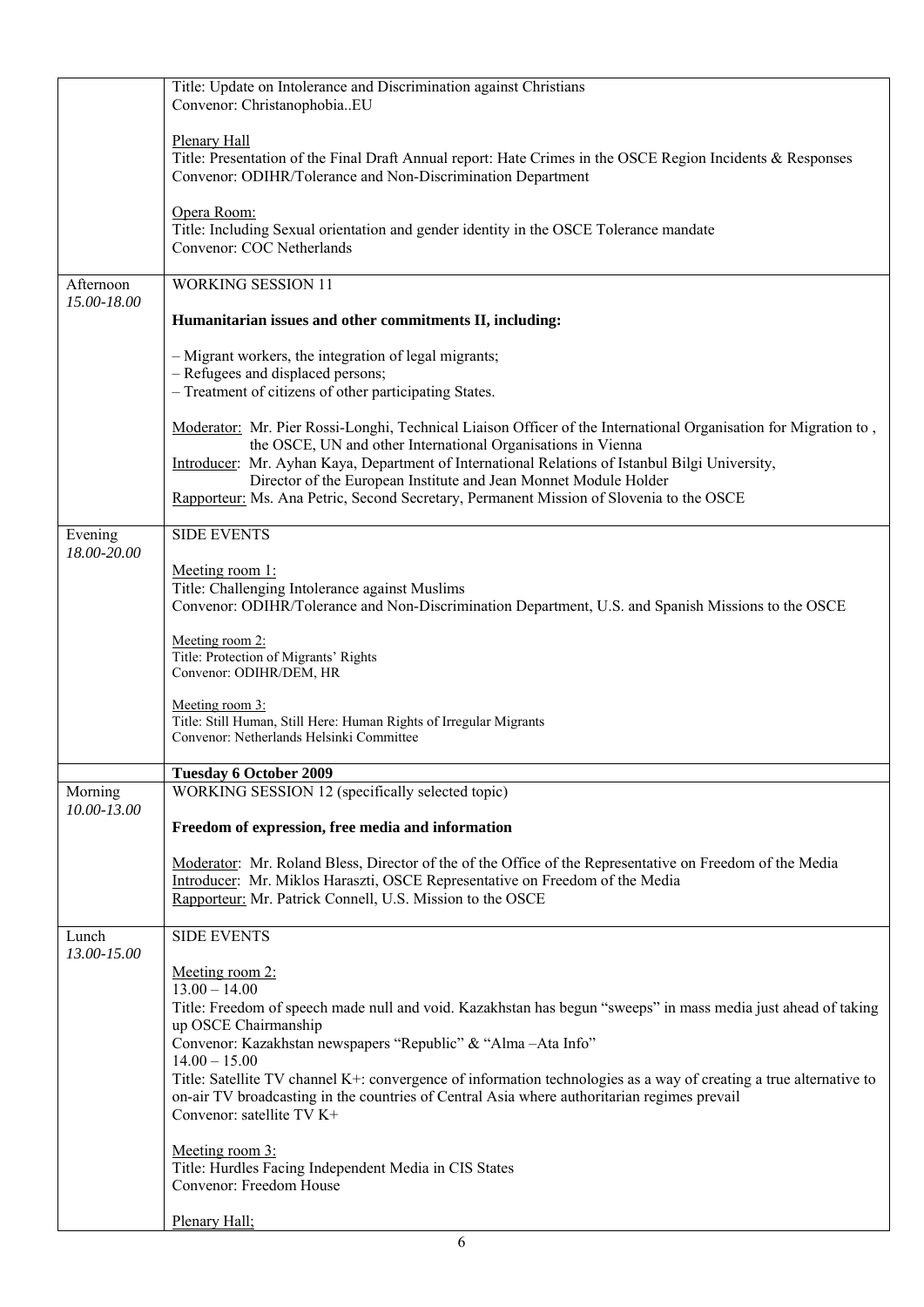| | |
|---|---|
| | Title: Update on Intolerance and Discrimination against Christians<br>Convenor: Christanophobia..EU<br><br>Plenary Hall<br>Title: Presentation of the Final Draft Annual report: Hate Crimes in the OSCE Region Incidents & Responses<br>Convenor: ODIHR/Tolerance and Non-Discrimination Department<br><br>Opera Room:<br>Title: Including Sexual orientation and gender identity in the OSCE Tolerance mandate<br>Convenor: COC Netherlands |
| Afternoon<br>*15.00-18.00* | WORKING SESSION 11<br><br>**Humanitarian issues and other commitments II, including:**<br><br>– Migrant workers, the integration of legal migrants;<br>– Refugees and displaced persons;<br>– Treatment of citizens of other participating States.<br><br>Moderator: Mr. Pier Rossi-Longhi, Technical Liaison Officer of the International Organisation for Migration to , the OSCE, UN and other International Organisations in Vienna<br>Introducer: Mr. Ayhan Kaya, Department of International Relations of Istanbul Bilgi University, Director of the European Institute and Jean Monnet Module Holder<br>Rapporteur: Ms. Ana Petric, Second Secretary, Permanent Mission of Slovenia to the OSCE |
| Evening<br>*18.00-20.00* | SIDE EVENTS<br><br>Meeting room 1:<br>Title: Challenging Intolerance against Muslims<br>Convenor: ODIHR/Tolerance and Non-Discrimination Department, U.S. and Spanish Missions to the OSCE<br><br>Meeting room 2:<br>Title: Protection of Migrants' Rights<br>Convenor: ODIHR/DEM, HR<br><br>Meeting room 3:<br>Title: Still Human, Still Here: Human Rights of Irregular Migrants<br>Convenor: Netherlands Helsinki Committee |
| | **Tuesday 6 October 2009** |
| Morning<br>*10.00-13.00* | WORKING SESSION 12 (specifically selected topic)<br><br>**Freedom of expression, free media and information**<br><br>Moderator: Mr. Roland Bless, Director of the of the Office of the Representative on Freedom of the Media<br>Introducer: Mr. Miklos Haraszti, OSCE Representative on Freedom of the Media<br>Rapporteur: Mr. Patrick Connell, U.S. Mission to the OSCE |
| Lunch<br>*13.00-15.00* | SIDE EVENTS<br><br>Meeting room 2:<br>13.00 – 14.00<br>Title: Freedom of speech made null and void. Kazakhstan has begun "sweeps" in mass media just ahead of taking up OSCE Chairmanship<br>Convenor: Kazakhstan newspapers "Republic" & "Alma –Ata Info"<br>14.00 – 15.00<br>Title: Satellite TV channel K+: convergence of information technologies as a way of creating a true alternative to on-air TV broadcasting in the countries of Central Asia where authoritarian regimes prevail<br>Convenor: satellite TV K+<br><br>Meeting room 3:<br>Title: Hurdles Facing Independent Media in CIS States<br>Convenor: Freedom House<br><br>Plenary Hall; |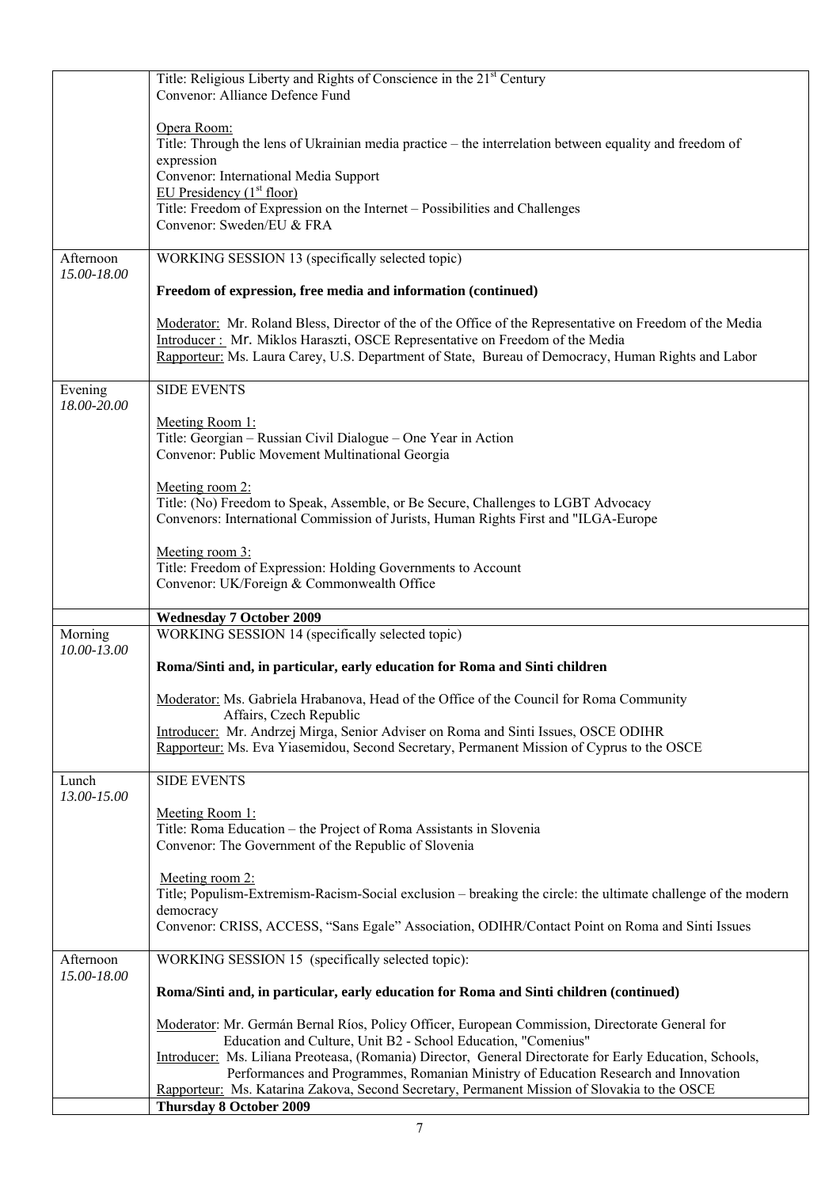| | |
|---|---|
| | Title: Religious Liberty and Rights of Conscience in the 21st Century<br>Convenor: Alliance Defence Fund<br><br><u>Opera Room:</u><br>Title: Through the lens of Ukrainian media practice – the interrelation between equality and freedom of expression<br>Convenor: International Media Support<br><u>EU Presidency (1st floor)</u><br>Title: Freedom of Expression on the Internet – Possibilities and Challenges<br>Convenor: Sweden/EU & FRA |
| Afternoon<br>*15.00-18.00* | WORKING SESSION 13 (specifically selected topic)<br><br>**Freedom of expression, free media and information (continued)**<br><br><u>Moderator:</u> Mr. Roland Bless, Director of the of the Office of the Representative on Freedom of the Media<br><u>Introducer :</u> Mr. Miklos Haraszti, OSCE Representative on Freedom of the Media<br><u>Rapporteur:</u> Ms. Laura Carey, U.S. Department of State, Bureau of Democracy, Human Rights and Labor |
| Evening<br>*18.00-20.00* | SIDE EVENTS<br><br><u>Meeting Room 1:</u><br>Title: Georgian – Russian Civil Dialogue – One Year in Action<br>Convenor: Public Movement Multinational Georgia<br><br><u>Meeting room 2:</u><br>Title: (No) Freedom to Speak, Assemble, or Be Secure, Challenges to LGBT Advocacy<br>Convenors: International Commission of Jurists, Human Rights First and "ILGA-Europe<br><br><u>Meeting room 3:</u><br>Title: Freedom of Expression: Holding Governments to Account<br>Convenor: UK/Foreign & Commonwealth Office |
| | **Wednesday 7 October 2009** |
| Morning<br>*10.00-13.00* | WORKING SESSION 14 (specifically selected topic)<br><br>**Roma/Sinti and, in particular, early education for Roma and Sinti children**<br><br><u>Moderator:</u> Ms. Gabriela Hrabanova, Head of the Office of the Council for Roma Community Affairs, Czech Republic<br><u>Introducer:</u> Mr. Andrzej Mirga, Senior Adviser on Roma and Sinti Issues, OSCE ODIHR<br><u>Rapporteur:</u> Ms. Eva Yiasemidou, Second Secretary, Permanent Mission of Cyprus to the OSCE |
| Lunch<br>*13.00-15.00* | SIDE EVENTS<br><br><u>Meeting Room 1:</u><br>Title: Roma Education – the Project of Roma Assistants in Slovenia<br>Convenor: The Government of the Republic of Slovenia<br><br><u>Meeting room 2:</u><br>Title; Populism-Extremism-Racism-Social exclusion – breaking the circle: the ultimate challenge of the modern democracy<br>Convenor: CRISS, ACCESS, "Sans Egale" Association, ODIHR/Contact Point on Roma and Sinti Issues |
| Afternoon<br>*15.00-18.00* | WORKING SESSION 15 (specifically selected topic):<br><br>**Roma/Sinti and, in particular, early education for Roma and Sinti children (continued)**<br><br><u>Moderator</u>: Mr. Germán Bernal Ríos, Policy Officer, European Commission, Directorate General for Education and Culture, Unit B2 - School Education, "Comenius"<br><u>Introducer:</u> Ms. Liliana Preoteasa, (Romania) Director, General Directorate for Early Education, Schools, Performances and Programmes, Romanian Ministry of Education Research and Innovation<br><u>Rapporteur:</u> Ms. Katarina Zakova, Second Secretary, Permanent Mission of Slovakia to the OSCE |
| | **Thursday 8 October 2009** |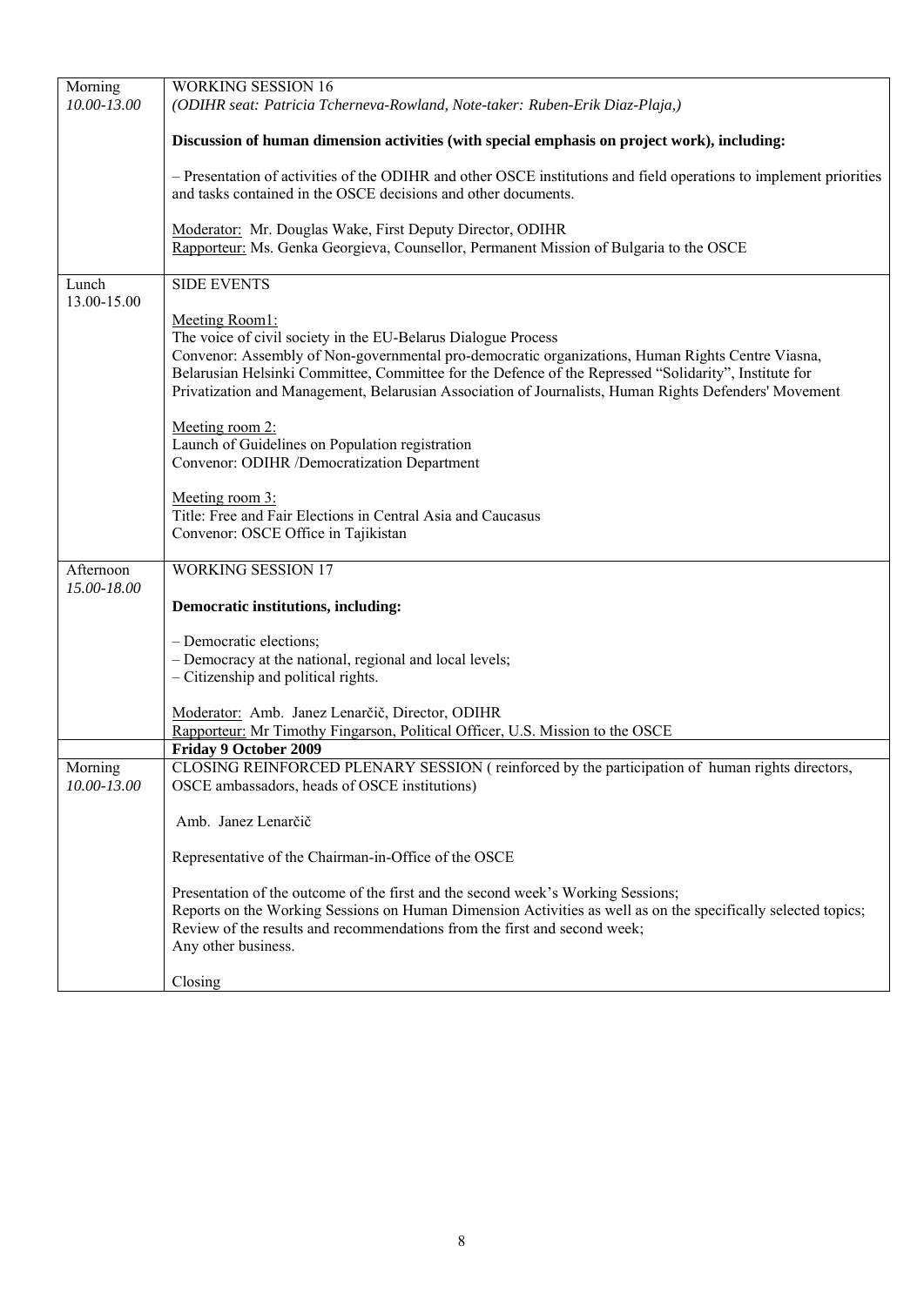| | |
|---|---|
| Morning<br>*10.00-13.00* | WORKING SESSION 16<br>*(ODIHR seat: Patricia Tcherneva-Rowland, Note-taker: Ruben-Erik Diaz-Plaja,)*<br><br>**Discussion of human dimension activities (with special emphasis on project work), including:**<br><br>– Presentation of activities of the ODIHR and other OSCE institutions and field operations to implement priorities and tasks contained in the OSCE decisions and other documents.<br><br>Moderator: Mr. Douglas Wake, First Deputy Director, ODIHR<br>Rapporteur: Ms. Genka Georgieva, Counsellor, Permanent Mission of Bulgaria to the OSCE |
| Lunch<br>13.00-15.00 | SIDE EVENTS<br><br>Meeting Room1:<br>The voice of civil society in the EU-Belarus Dialogue Process<br>Convenor: Assembly of Non-governmental pro-democratic organizations, Human Rights Centre Viasna, Belarusian Helsinki Committee, Committee for the Defence of the Repressed "Solidarity", Institute for Privatization and Management, Belarusian Association of Journalists, Human Rights Defenders' Movement<br><br>Meeting room 2:<br>Launch of Guidelines on Population registration<br>Convenor: ODIHR /Democratization Department<br><br>Meeting room 3:<br>Title: Free and Fair Elections in Central Asia and Caucasus<br>Convenor: OSCE Office in Tajikistan |
| Afternoon<br>*15.00-18.00* | WORKING SESSION 17<br><br>**Democratic institutions, including:**<br><br>– Democratic elections;<br>– Democracy at the national, regional and local levels;<br>– Citizenship and political rights.<br><br>Moderator: Amb. Janez Lenarčič, Director, ODIHR<br>Rapporteur: Mr Timothy Fingarson, Political Officer, U.S. Mission to the OSCE |
| | **Friday 9 October 2009** |
| Morning<br>*10.00-13.00* | CLOSING REINFORCED PLENARY SESSION ( reinforced by the participation of human rights directors, OSCE ambassadors, heads of OSCE institutions)<br><br>Amb. Janez Lenarčič<br><br>Representative of the Chairman-in-Office of the OSCE<br><br>Presentation of the outcome of the first and the second week's Working Sessions;<br>Reports on the Working Sessions on Human Dimension Activities as well as on the specifically selected topics;<br>Review of the results and recommendations from the first and second week;<br>Any other business.<br><br>Closing |